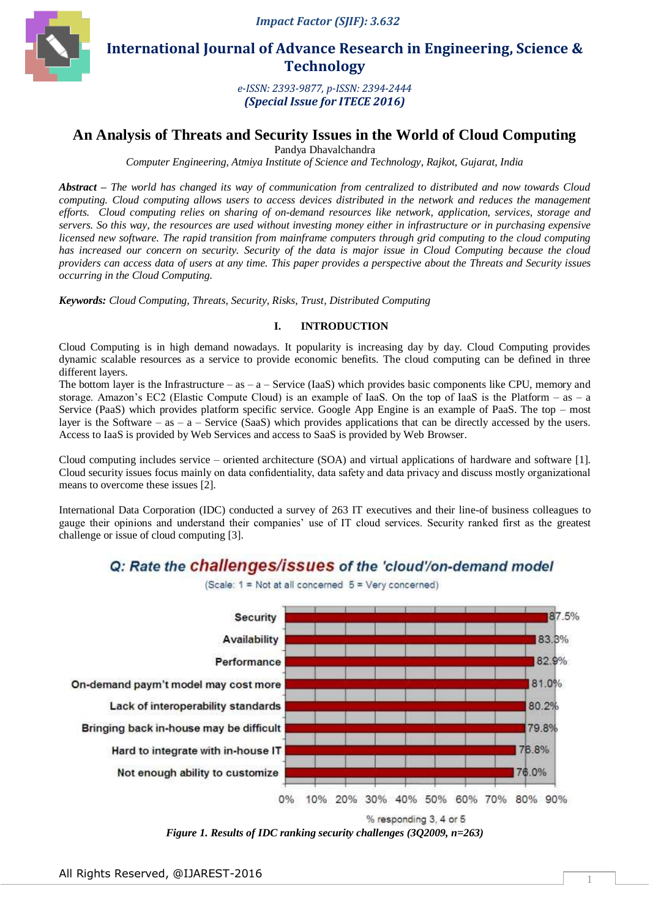# An Analysis of Threats and Security Issues in the World of Cloud Computing

Pandya Dhavalchandra

*Computer Engineering, Atmiya Institute of Science and Technology, Rajkot, Gujarat, India*

***Abstract*** *– The world has changed its way of communication from centralized to distributed and now towards Cloud computing. Cloud computing allows users to access devices distributed in the network and reduces the management efforts. Cloud computing relies on sharing of on-demand resources like network, application, services, storage and servers. So this way, the resources are used without investing money either in infrastructure or in purchasing expensive licensed new software. The rapid transition from mainframe computers through grid computing to the cloud computing has increased our concern on security. Security of the data is major issue in Cloud Computing because the cloud providers can access data of users at any time. This paper provides a perspective about the Threats and Security issues occurring in the Cloud Computing.*

***Keywords:*** *Cloud Computing, Threats, Security, Risks, Trust, Distributed Computing*

## I. INTRODUCTION

Cloud Computing is in high demand nowadays. It popularity is increasing day by day. Cloud Computing provides dynamic scalable resources as a service to provide economic benefits. The cloud computing can be defined in three different layers.

The bottom layer is the Infrastructure – as – a – Service (IaaS) which provides basic components like CPU, memory and storage. Amazon's EC2 (Elastic Compute Cloud) is an example of IaaS. On the top of IaaS is the Platform – as – a Service (PaaS) which provides platform specific service. Google App Engine is an example of PaaS. The top – most layer is the Software – as – a – Service (SaaS) which provides applications that can be directly accessed by the users. Access to IaaS is provided by Web Services and access to SaaS is provided by Web Browser.

Cloud computing includes service – oriented architecture (SOA) and virtual applications of hardware and software [1]. Cloud security issues focus mainly on data confidentiality, data safety and data privacy and discuss mostly organizational means to overcome these issues [2].

International Data Corporation (IDC) conducted a survey of 263 IT executives and their line-of business colleagues to gauge their opinions and understand their companies' use of IT cloud services. Security ranked first as the greatest challenge or issue of cloud computing [3].

Q: Rate the challenges/issues of the 'cloud'/on-demand model

(Scale: 1 = Not at all concerned 5 = Very concerned)

| Challenge/Issue | % responding 3, 4 or 5 |
|---|---|
| Security | 87.5% |
| Availability | 83.3% |
| Performance | 82.9% |
| On-demand paym't model may cost more | 81.0% |
| Lack of interoperability standards | 80.2% |
| Bringing back in-house may be difficult | 79.8% |
| Hard to integrate with in-house IT | 76.8% |
| Not enough ability to customize | 76.0% |

*Figure 1. Results of IDC ranking security challenges (3Q2009, n=263)*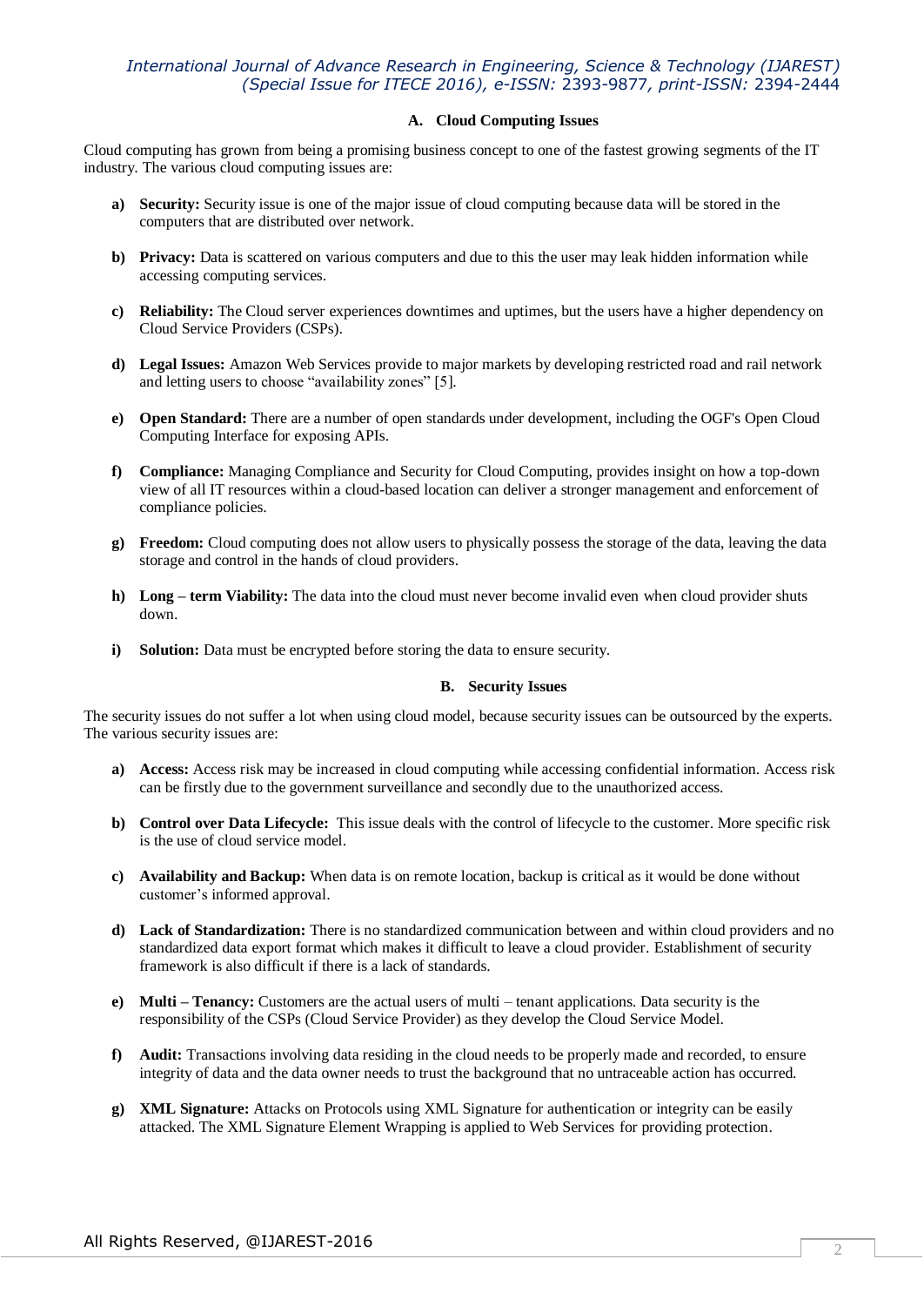### A. Cloud Computing Issues

Cloud computing has grown from being a promising business concept to one of the fastest growing segments of the IT industry. The various cloud computing issues are:

- **a) Security:** Security issue is one of the major issue of cloud computing because data will be stored in the computers that are distributed over network.
- **b) Privacy:** Data is scattered on various computers and due to this the user may leak hidden information while accessing computing services.
- **c) Reliability:** The Cloud server experiences downtimes and uptimes, but the users have a higher dependency on Cloud Service Providers (CSPs).
- **d) Legal Issues:** Amazon Web Services provide to major markets by developing restricted road and rail network and letting users to choose "availability zones" [5].
- **e) Open Standard:** There are a number of open standards under development, including the OGF's Open Cloud Computing Interface for exposing APIs.
- **f) Compliance:** Managing Compliance and Security for Cloud Computing, provides insight on how a top-down view of all IT resources within a cloud-based location can deliver a stronger management and enforcement of compliance policies.
- **g) Freedom:** Cloud computing does not allow users to physically possess the storage of the data, leaving the data storage and control in the hands of cloud providers.
- **h) Long – term Viability:** The data into the cloud must never become invalid even when cloud provider shuts down.
- **i) Solution:** Data must be encrypted before storing the data to ensure security.

### B. Security Issues

The security issues do not suffer a lot when using cloud model, because security issues can be outsourced by the experts. The various security issues are:

- **a) Access:** Access risk may be increased in cloud computing while accessing confidential information. Access risk can be firstly due to the government surveillance and secondly due to the unauthorized access.
- **b) Control over Data Lifecycle:** This issue deals with the control of lifecycle to the customer. More specific risk is the use of cloud service model.
- **c) Availability and Backup:** When data is on remote location, backup is critical as it would be done without customer's informed approval.
- **d) Lack of Standardization:** There is no standardized communication between and within cloud providers and no standardized data export format which makes it difficult to leave a cloud provider. Establishment of security framework is also difficult if there is a lack of standards.
- **e) Multi – Tenancy:** Customers are the actual users of multi – tenant applications. Data security is the responsibility of the CSPs (Cloud Service Provider) as they develop the Cloud Service Model.
- **f) Audit:** Transactions involving data residing in the cloud needs to be properly made and recorded, to ensure integrity of data and the data owner needs to trust the background that no untraceable action has occurred.
- **g) XML Signature:** Attacks on Protocols using XML Signature for authentication or integrity can be easily attacked. The XML Signature Element Wrapping is applied to Web Services for providing protection.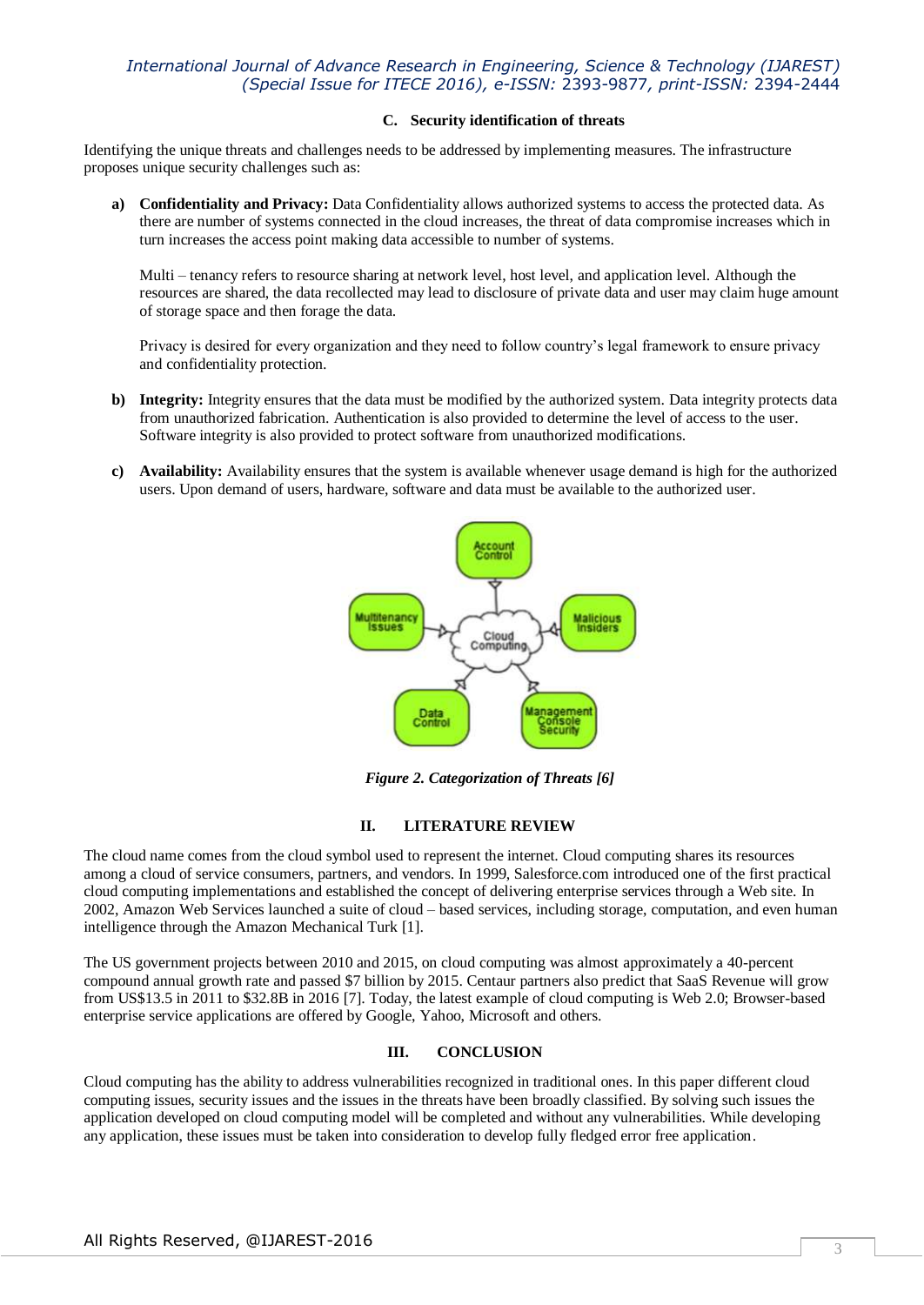### C. Security identification of threats

Identifying the unique threats and challenges needs to be addressed by implementing measures. The infrastructure proposes unique security challenges such as:

a) **Confidentiality and Privacy:** Data Confidentiality allows authorized systems to access the protected data. As there are number of systems connected in the cloud increases, the threat of data compromise increases which in turn increases the access point making data accessible to number of systems.

   Multi – tenancy refers to resource sharing at network level, host level, and application level. Although the resources are shared, the data recollected may lead to disclosure of private data and user may claim huge amount of storage space and then forage the data.

   Privacy is desired for every organization and they need to follow country's legal framework to ensure privacy and confidentiality protection.

b) **Integrity:** Integrity ensures that the data must be modified by the authorized system. Data integrity protects data from unauthorized fabrication. Authentication is also provided to determine the level of access to the user. Software integrity is also provided to protect software from unauthorized modifications.

c) **Availability:** Availability ensures that the system is available whenever usage demand is high for the authorized users. Upon demand of users, hardware, software and data must be available to the authorized user.

*Figure 2. Categorization of Threats [6]*

## II. LITERATURE REVIEW

The cloud name comes from the cloud symbol used to represent the internet. Cloud computing shares its resources among a cloud of service consumers, partners, and vendors. In 1999, Salesforce.com introduced one of the first practical cloud computing implementations and established the concept of delivering enterprise services through a Web site. In 2002, Amazon Web Services launched a suite of cloud – based services, including storage, computation, and even human intelligence through the Amazon Mechanical Turk [1].

The US government projects between 2010 and 2015, on cloud computing was almost approximately a 40-percent compound annual growth rate and passed $7 billion by 2015. Centaur partners also predict that SaaS Revenue will grow from US$13.5 in 2011 to $32.8B in 2016 [7]. Today, the latest example of cloud computing is Web 2.0; Browser-based enterprise service applications are offered by Google, Yahoo, Microsoft and others.

## III. CONCLUSION

Cloud computing has the ability to address vulnerabilities recognized in traditional ones. In this paper different cloud computing issues, security issues and the issues in the threats have been broadly classified. By solving such issues the application developed on cloud computing model will be completed and without any vulnerabilities. While developing any application, these issues must be taken into consideration to develop fully fledged error free application.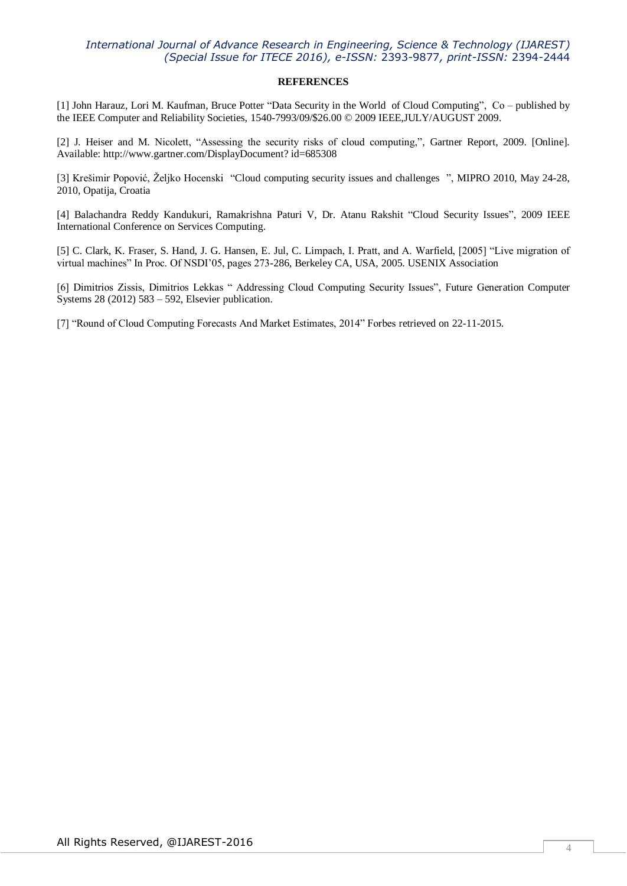## REFERENCES

[1] John Harauz, Lori M. Kaufman, Bruce Potter "Data Security in the World of Cloud Computing", Co – published by the IEEE Computer and Reliability Societies, 1540-7993/09/$26.00 © 2009 IEEE,JULY/AUGUST 2009.

[2] J. Heiser and M. Nicolett, "Assessing the security risks of cloud computing,", Gartner Report, 2009. [Online]. Available: http://www.gartner.com/DisplayDocument? id=685308

[3] Krešimir Popović, Željko Hocenski "Cloud computing security issues and challenges ", MIPRO 2010, May 24-28, 2010, Opatija, Croatia

[4] Balachandra Reddy Kandukuri, Ramakrishna Paturi V, Dr. Atanu Rakshit "Cloud Security Issues", 2009 IEEE International Conference on Services Computing.

[5] C. Clark, K. Fraser, S. Hand, J. G. Hansen, E. Jul, C. Limpach, I. Pratt, and A. Warfield, [2005] "Live migration of virtual machines" In Proc. Of NSDI'05, pages 273-286, Berkeley CA, USA, 2005. USENIX Association

[6] Dimitrios Zissis, Dimitrios Lekkas " Addressing Cloud Computing Security Issues", Future Generation Computer Systems 28 (2012) 583 – 592, Elsevier publication.

[7] "Round of Cloud Computing Forecasts And Market Estimates, 2014" Forbes retrieved on 22-11-2015.